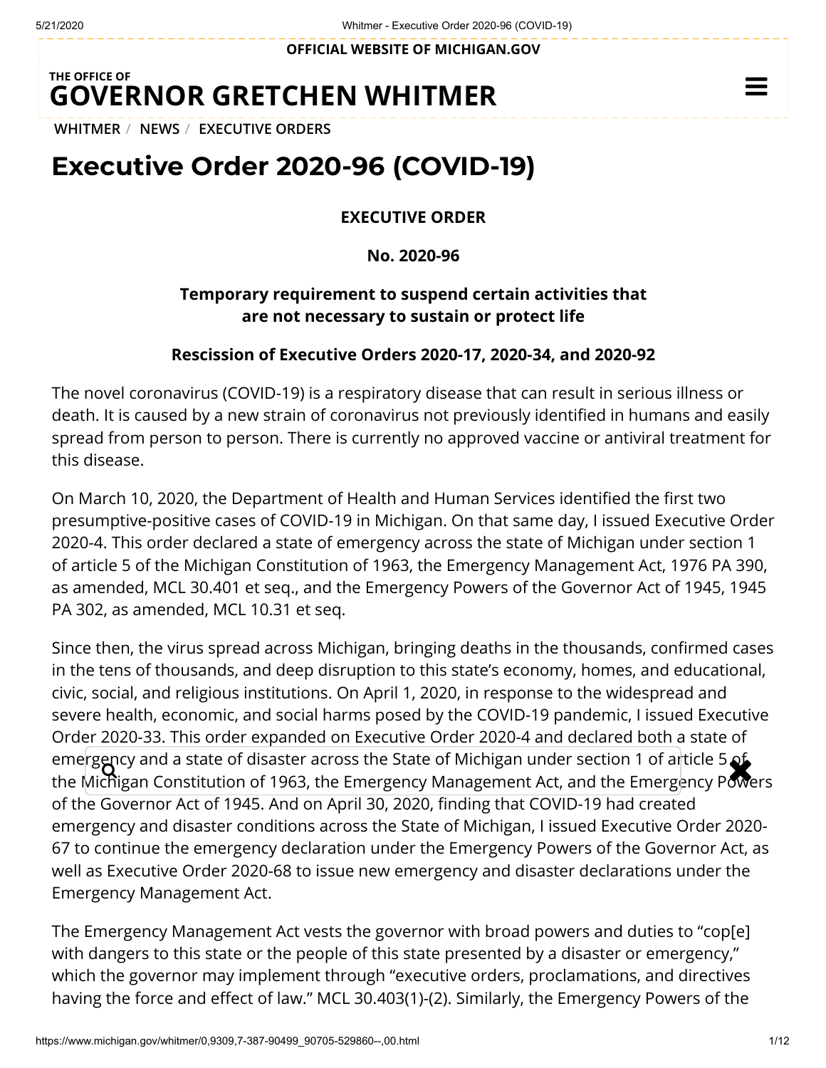OFFICIAL WEBSITE OF MICHIGAN.GOV

THE OFFICE OF
**GOVERNOR GRETCHEN WHITMER**

WHITMER / NEWS / EXECUTIVE ORDERS

# Executive Order 2020-96 (COVID-19)

**EXECUTIVE ORDER**

**No. 2020-96**

**Temporary requirement to suspend certain activities that are not necessary to sustain or protect life**

**Rescission of Executive Orders 2020-17, 2020-34, and 2020-92**

The novel coronavirus (COVID-19) is a respiratory disease that can result in serious illness or death. It is caused by a new strain of coronavirus not previously identified in humans and easily spread from person to person. There is currently no approved vaccine or antiviral treatment for this disease.

On March 10, 2020, the Department of Health and Human Services identified the first two presumptive-positive cases of COVID-19 in Michigan. On that same day, I issued Executive Order 2020-4. This order declared a state of emergency across the state of Michigan under section 1 of article 5 of the Michigan Constitution of 1963, the Emergency Management Act, 1976 PA 390, as amended, MCL 30.401 et seq., and the Emergency Powers of the Governor Act of 1945, 1945 PA 302, as amended, MCL 10.31 et seq.

Since then, the virus spread across Michigan, bringing deaths in the thousands, confirmed cases in the tens of thousands, and deep disruption to this state's economy, homes, and educational, civic, social, and religious institutions. On April 1, 2020, in response to the widespread and severe health, economic, and social harms posed by the COVID-19 pandemic, I issued Executive Order 2020-33. This order expanded on Executive Order 2020-4 and declared both a state of emergency and a state of disaster across the State of Michigan under section 1 of article 5 of the Michigan Constitution of 1963, the Emergency Management Act, and the Emergency Powers of the Governor Act of 1945. And on April 30, 2020, finding that COVID-19 had created emergency and disaster conditions across the State of Michigan, I issued Executive Order 2020-67 to continue the emergency declaration under the Emergency Powers of the Governor Act, as well as Executive Order 2020-68 to issue new emergency and disaster declarations under the Emergency Management Act.

The Emergency Management Act vests the governor with broad powers and duties to "cop[e] with dangers to this state or the people of this state presented by a disaster or emergency," which the governor may implement through "executive orders, proclamations, and directives having the force and effect of law." MCL 30.403(1)-(2). Similarly, the Emergency Powers of the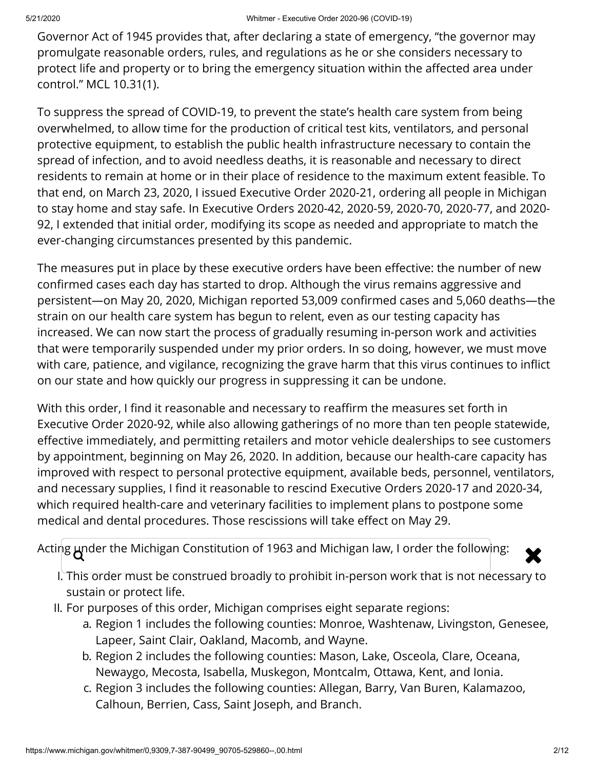Governor Act of 1945 provides that, after declaring a state of emergency, "the governor may promulgate reasonable orders, rules, and regulations as he or she considers necessary to protect life and property or to bring the emergency situation within the affected area under control." MCL 10.31(1).

To suppress the spread of COVID-19, to prevent the state's health care system from being overwhelmed, to allow time for the production of critical test kits, ventilators, and personal protective equipment, to establish the public health infrastructure necessary to contain the spread of infection, and to avoid needless deaths, it is reasonable and necessary to direct residents to remain at home or in their place of residence to the maximum extent feasible. To that end, on March 23, 2020, I issued Executive Order 2020-21, ordering all people in Michigan to stay home and stay safe. In Executive Orders 2020-42, 2020-59, 2020-70, 2020-77, and 2020-92, I extended that initial order, modifying its scope as needed and appropriate to match the ever-changing circumstances presented by this pandemic.

The measures put in place by these executive orders have been effective: the number of new confirmed cases each day has started to drop. Although the virus remains aggressive and persistent—on May 20, 2020, Michigan reported 53,009 confirmed cases and 5,060 deaths—the strain on our health care system has begun to relent, even as our testing capacity has increased. We can now start the process of gradually resuming in-person work and activities that were temporarily suspended under my prior orders. In so doing, however, we must move with care, patience, and vigilance, recognizing the grave harm that this virus continues to inflict on our state and how quickly our progress in suppressing it can be undone.

With this order, I find it reasonable and necessary to reaffirm the measures set forth in Executive Order 2020-92, while also allowing gatherings of no more than ten people statewide, effective immediately, and permitting retailers and motor vehicle dealerships to see customers by appointment, beginning on May 26, 2020. In addition, because our health-care capacity has improved with respect to personal protective equipment, available beds, personnel, ventilators, and necessary supplies, I find it reasonable to rescind Executive Orders 2020-17 and 2020-34, which required health-care and veterinary facilities to implement plans to postpone some medical and dental procedures. Those rescissions will take effect on May 29.

Acting under the Michigan Constitution of 1963 and Michigan law, I order the following:

I. This order must be construed broadly to prohibit in-person work that is not necessary to sustain or protect life.
II. For purposes of this order, Michigan comprises eight separate regions:
    a. Region 1 includes the following counties: Monroe, Washtenaw, Livingston, Genesee, Lapeer, Saint Clair, Oakland, Macomb, and Wayne.
    b. Region 2 includes the following counties: Mason, Lake, Osceola, Clare, Oceana, Newaygo, Mecosta, Isabella, Muskegon, Montcalm, Ottawa, Kent, and Ionia.
    c. Region 3 includes the following counties: Allegan, Barry, Van Buren, Kalamazoo, Calhoun, Berrien, Cass, Saint Joseph, and Branch.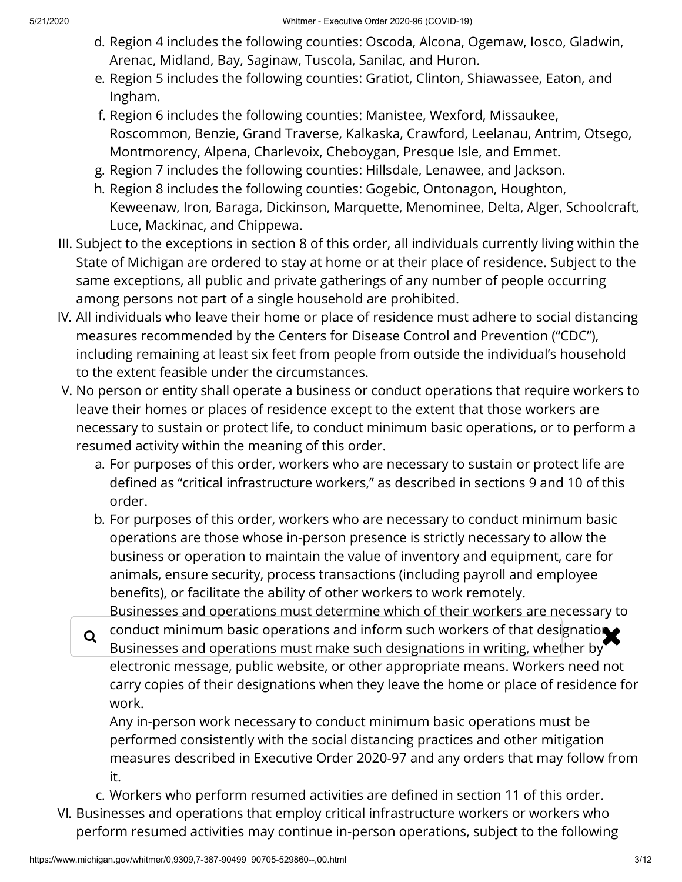d. Region 4 includes the following counties: Oscoda, Alcona, Ogemaw, Iosco, Gladwin, Arenac, Midland, Bay, Saginaw, Tuscola, Sanilac, and Huron.
e. Region 5 includes the following counties: Gratiot, Clinton, Shiawassee, Eaton, and Ingham.
f. Region 6 includes the following counties: Manistee, Wexford, Missaukee, Roscommon, Benzie, Grand Traverse, Kalkaska, Crawford, Leelanau, Antrim, Otsego, Montmorency, Alpena, Charlevoix, Cheboygan, Presque Isle, and Emmet.
g. Region 7 includes the following counties: Hillsdale, Lenawee, and Jackson.
h. Region 8 includes the following counties: Gogebic, Ontonagon, Houghton, Keweenaw, Iron, Baraga, Dickinson, Marquette, Menominee, Delta, Alger, Schoolcraft, Luce, Mackinac, and Chippewa.

III. Subject to the exceptions in section 8 of this order, all individuals currently living within the State of Michigan are ordered to stay at home or at their place of residence. Subject to the same exceptions, all public and private gatherings of any number of people occurring among persons not part of a single household are prohibited.

IV. All individuals who leave their home or place of residence must adhere to social distancing measures recommended by the Centers for Disease Control and Prevention ("CDC"), including remaining at least six feet from people from outside the individual's household to the extent feasible under the circumstances.

V. No person or entity shall operate a business or conduct operations that require workers to leave their homes or places of residence except to the extent that those workers are necessary to sustain or protect life, to conduct minimum basic operations, or to perform a resumed activity within the meaning of this order.

a. For purposes of this order, workers who are necessary to sustain or protect life are defined as "critical infrastructure workers," as described in sections 9 and 10 of this order.
b. For purposes of this order, workers who are necessary to conduct minimum basic operations are those whose in-person presence is strictly necessary to allow the business or operation to maintain the value of inventory and equipment, care for animals, ensure security, process transactions (including payroll and employee benefits), or facilitate the ability of other workers to work remotely.

   Businesses and operations must determine which of their workers are necessary to conduct minimum basic operations and inform such workers of that designation. Businesses and operations must make such designations in writing, whether by electronic message, public website, or other appropriate means. Workers need not carry copies of their designations when they leave the home or place of residence for work.

   Any in-person work necessary to conduct minimum basic operations must be performed consistently with the social distancing practices and other mitigation measures described in Executive Order 2020-97 and any orders that may follow from it.
c. Workers who perform resumed activities are defined in section 11 of this order.

VI. Businesses and operations that employ critical infrastructure workers or workers who perform resumed activities may continue in-person operations, subject to the following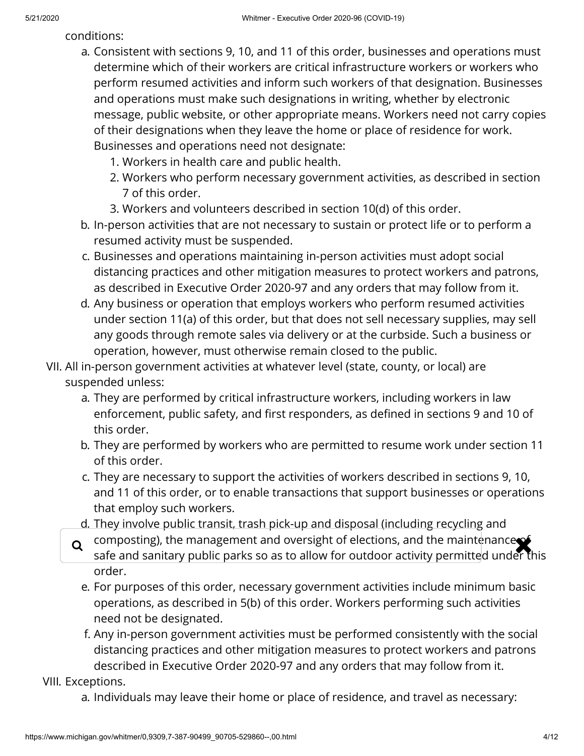conditions:

a. Consistent with sections 9, 10, and 11 of this order, businesses and operations must determine which of their workers are critical infrastructure workers or workers who perform resumed activities and inform such workers of that designation. Businesses and operations must make such designations in writing, whether by electronic message, public website, or other appropriate means. Workers need not carry copies of their designations when they leave the home or place of residence for work. Businesses and operations need not designate:
   1. Workers in health care and public health.
   2. Workers who perform necessary government activities, as described in section 7 of this order.
   3. Workers and volunteers described in section 10(d) of this order.

b. In-person activities that are not necessary to sustain or protect life or to perform a resumed activity must be suspended.

c. Businesses and operations maintaining in-person activities must adopt social distancing practices and other mitigation measures to protect workers and patrons, as described in Executive Order 2020-97 and any orders that may follow from it.

d. Any business or operation that employs workers who perform resumed activities under section 11(a) of this order, but that does not sell necessary supplies, may sell any goods through remote sales via delivery or at the curbside. Such a business or operation, however, must otherwise remain closed to the public.

VII. All in-person government activities at whatever level (state, county, or local) are suspended unless:

a. They are performed by critical infrastructure workers, including workers in law enforcement, public safety, and first responders, as defined in sections 9 and 10 of this order.

b. They are performed by workers who are permitted to resume work under section 11 of this order.

c. They are necessary to support the activities of workers described in sections 9, 10, and 11 of this order, or to enable transactions that support businesses or operations that employ such workers.

d. They involve public transit, trash pick-up and disposal (including recycling and composting), the management and oversight of elections, and the maintenance of safe and sanitary public parks so as to allow for outdoor activity permitted under this order.

e. For purposes of this order, necessary government activities include minimum basic operations, as described in 5(b) of this order. Workers performing such activities need not be designated.

f. Any in-person government activities must be performed consistently with the social distancing practices and other mitigation measures to protect workers and patrons described in Executive Order 2020-97 and any orders that may follow from it.

VIII. Exceptions.

a. Individuals may leave their home or place of residence, and travel as necessary: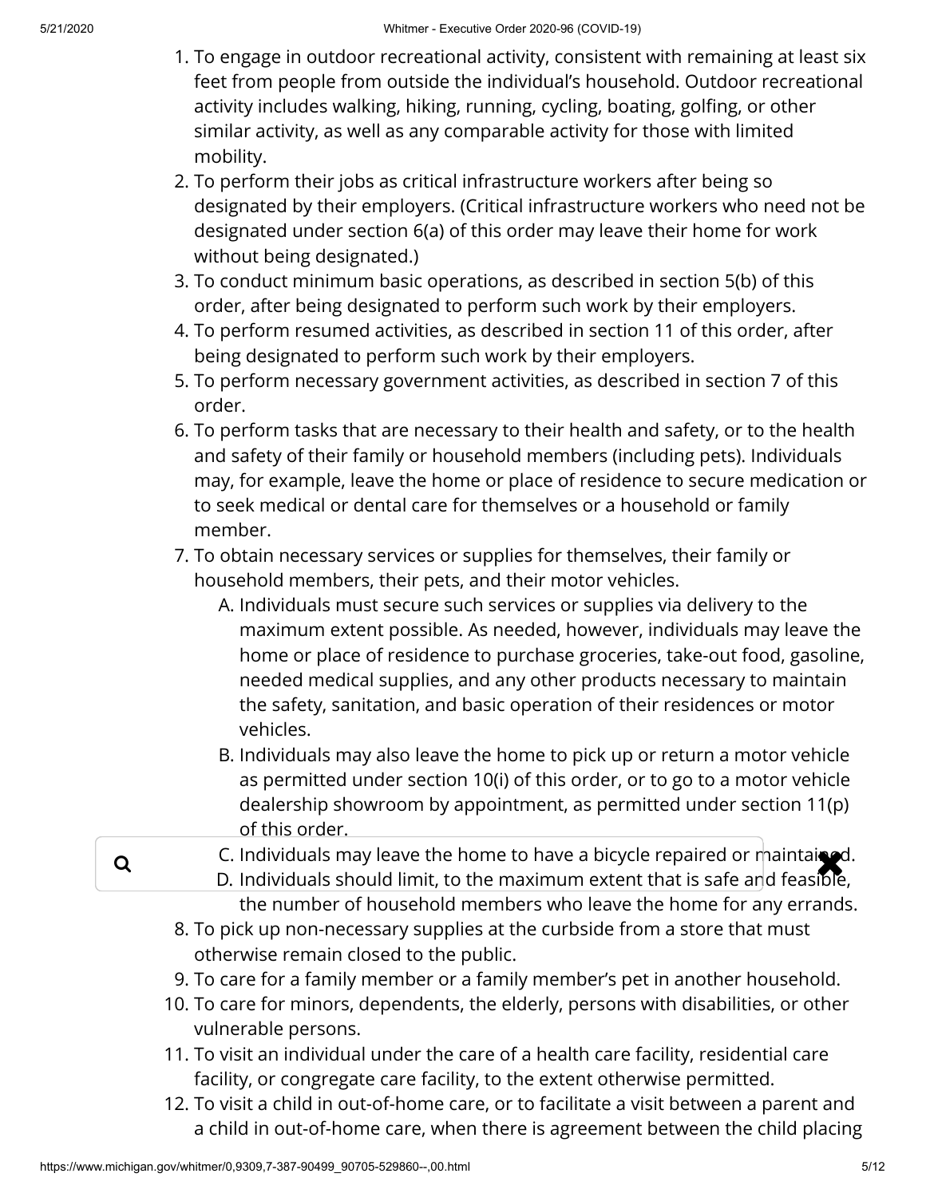1. To engage in outdoor recreational activity, consistent with remaining at least six feet from people from outside the individual's household. Outdoor recreational activity includes walking, hiking, running, cycling, boating, golfing, or other similar activity, as well as any comparable activity for those with limited mobility.
2. To perform their jobs as critical infrastructure workers after being so designated by their employers. (Critical infrastructure workers who need not be designated under section 6(a) of this order may leave their home for work without being designated.)
3. To conduct minimum basic operations, as described in section 5(b) of this order, after being designated to perform such work by their employers.
4. To perform resumed activities, as described in section 11 of this order, after being designated to perform such work by their employers.
5. To perform necessary government activities, as described in section 7 of this order.
6. To perform tasks that are necessary to their health and safety, or to the health and safety of their family or household members (including pets). Individuals may, for example, leave the home or place of residence to secure medication or to seek medical or dental care for themselves or a household or family member.
7. To obtain necessary services or supplies for themselves, their family or household members, their pets, and their motor vehicles.
   - A. Individuals must secure such services or supplies via delivery to the maximum extent possible. As needed, however, individuals may leave the home or place of residence to purchase groceries, take-out food, gasoline, needed medical supplies, and any other products necessary to maintain the safety, sanitation, and basic operation of their residences or motor vehicles.
   - B. Individuals may also leave the home to pick up or return a motor vehicle as permitted under section 10(i) of this order, or to go to a motor vehicle dealership showroom by appointment, as permitted under section 11(p) of this order.
   - C. Individuals may leave the home to have a bicycle repaired or maintained.
   - D. Individuals should limit, to the maximum extent that is safe and feasible, the number of household members who leave the home for any errands.
8. To pick up non-necessary supplies at the curbside from a store that must otherwise remain closed to the public.
9. To care for a family member or a family member's pet in another household.
10. To care for minors, dependents, the elderly, persons with disabilities, or other vulnerable persons.
11. To visit an individual under the care of a health care facility, residential care facility, or congregate care facility, to the extent otherwise permitted.
12. To visit a child in out-of-home care, or to facilitate a visit between a parent and a child in out-of-home care, when there is agreement between the child placing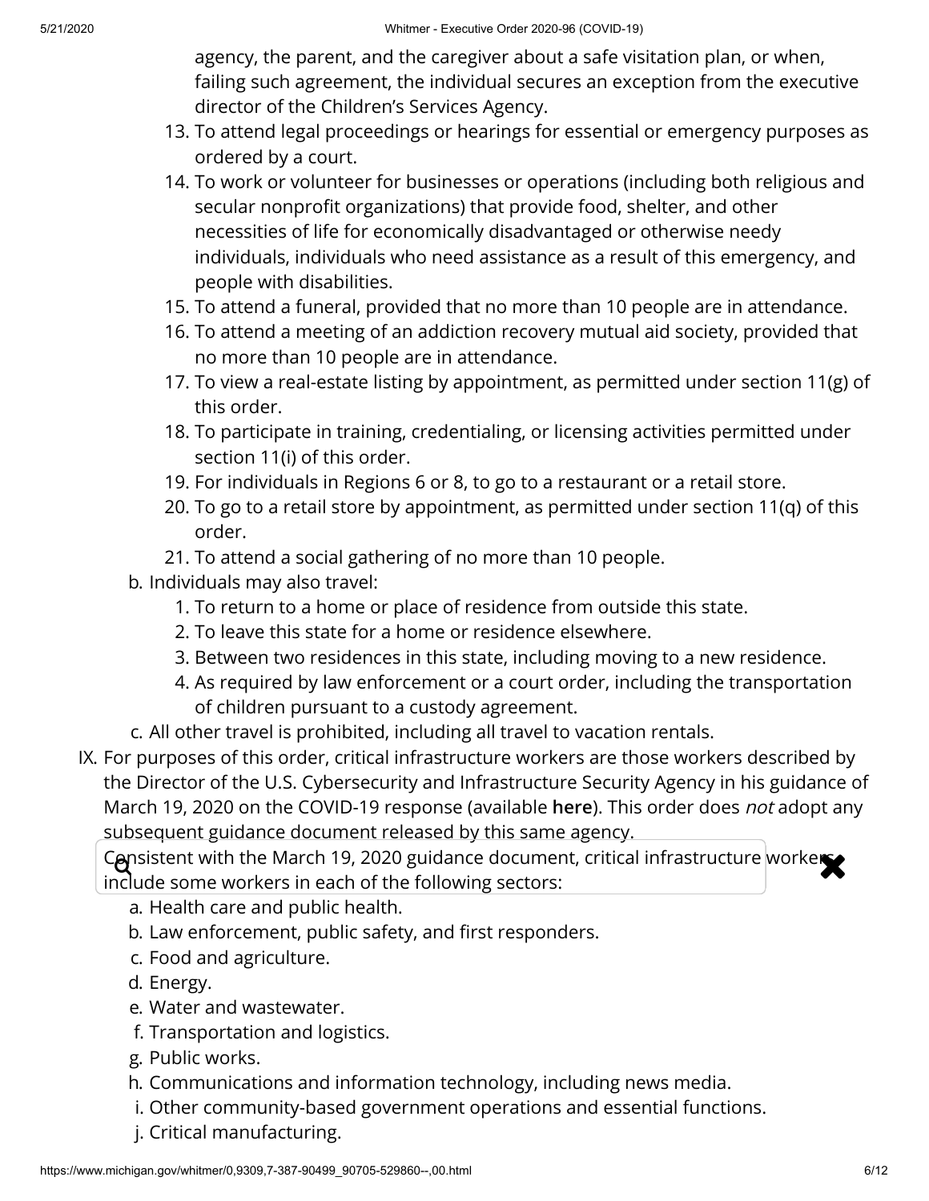agency, the parent, and the caregiver about a safe visitation plan, or when, failing such agreement, the individual secures an exception from the executive director of the Children's Services Agency.

13. To attend legal proceedings or hearings for essential or emergency purposes as ordered by a court.
14. To work or volunteer for businesses or operations (including both religious and secular nonprofit organizations) that provide food, shelter, and other necessities of life for economically disadvantaged or otherwise needy individuals, individuals who need assistance as a result of this emergency, and people with disabilities.
15. To attend a funeral, provided that no more than 10 people are in attendance.
16. To attend a meeting of an addiction recovery mutual aid society, provided that no more than 10 people are in attendance.
17. To view a real-estate listing by appointment, as permitted under section 11(g) of this order.
18. To participate in training, credentialing, or licensing activities permitted under section 11(i) of this order.
19. For individuals in Regions 6 or 8, to go to a restaurant or a retail store.
20. To go to a retail store by appointment, as permitted under section 11(q) of this order.
21. To attend a social gathering of no more than 10 people.

b. Individuals may also travel:
   1. To return to a home or place of residence from outside this state.
   2. To leave this state for a home or residence elsewhere.
   3. Between two residences in this state, including moving to a new residence.
   4. As required by law enforcement or a court order, including the transportation of children pursuant to a custody agreement.

c. All other travel is prohibited, including all travel to vacation rentals.

IX. For purposes of this order, critical infrastructure workers are those workers described by the Director of the U.S. Cybersecurity and Infrastructure Security Agency in his guidance of March 19, 2020 on the COVID-19 response (available **here**). This order does *not* adopt any subsequent guidance document released by this same agency.

Consistent with the March 19, 2020 guidance document, critical infrastructure workers include some workers in each of the following sectors:

a. Health care and public health.
b. Law enforcement, public safety, and first responders.
c. Food and agriculture.
d. Energy.
e. Water and wastewater.
f. Transportation and logistics.
g. Public works.
h. Communications and information technology, including news media.
i. Other community-based government operations and essential functions.
j. Critical manufacturing.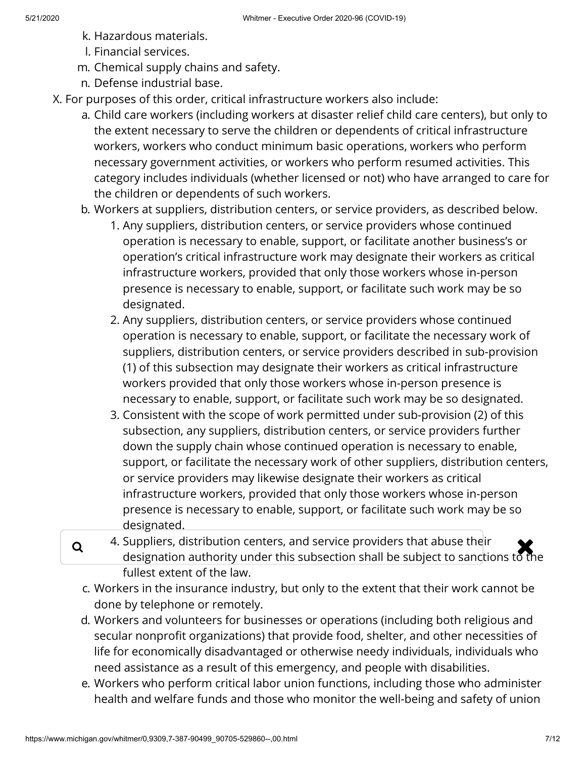k. Hazardous materials.
l. Financial services.
m. Chemical supply chains and safety.
n. Defense industrial base.

X. For purposes of this order, critical infrastructure workers also include:

a. Child care workers (including workers at disaster relief child care centers), but only to the extent necessary to serve the children or dependents of critical infrastructure workers, workers who conduct minimum basic operations, workers who perform necessary government activities, or workers who perform resumed activities. This category includes individuals (whether licensed or not) who have arranged to care for the children or dependents of such workers.

b. Workers at suppliers, distribution centers, or service providers, as described below.

1. Any suppliers, distribution centers, or service providers whose continued operation is necessary to enable, support, or facilitate another business's or operation's critical infrastructure work may designate their workers as critical infrastructure workers, provided that only those workers whose in-person presence is necessary to enable, support, or facilitate such work may be so designated.
2. Any suppliers, distribution centers, or service providers whose continued operation is necessary to enable, support, or facilitate the necessary work of suppliers, distribution centers, or service providers described in sub-provision (1) of this subsection may designate their workers as critical infrastructure workers provided that only those workers whose in-person presence is necessary to enable, support, or facilitate such work may be so designated.
3. Consistent with the scope of work permitted under sub-provision (2) of this subsection, any suppliers, distribution centers, or service providers further down the supply chain whose continued operation is necessary to enable, support, or facilitate the necessary work of other suppliers, distribution centers, or service providers may likewise designate their workers as critical infrastructure workers, provided that only those workers whose in-person presence is necessary to enable, support, or facilitate such work may be so designated.
4. Suppliers, distribution centers, and service providers that abuse their designation authority under this subsection shall be subject to sanctions to the fullest extent of the law.

c. Workers in the insurance industry, but only to the extent that their work cannot be done by telephone or remotely.

d. Workers and volunteers for businesses or operations (including both religious and secular nonprofit organizations) that provide food, shelter, and other necessities of life for economically disadvantaged or otherwise needy individuals, individuals who need assistance as a result of this emergency, and people with disabilities.

e. Workers who perform critical labor union functions, including those who administer health and welfare funds and those who monitor the well-being and safety of union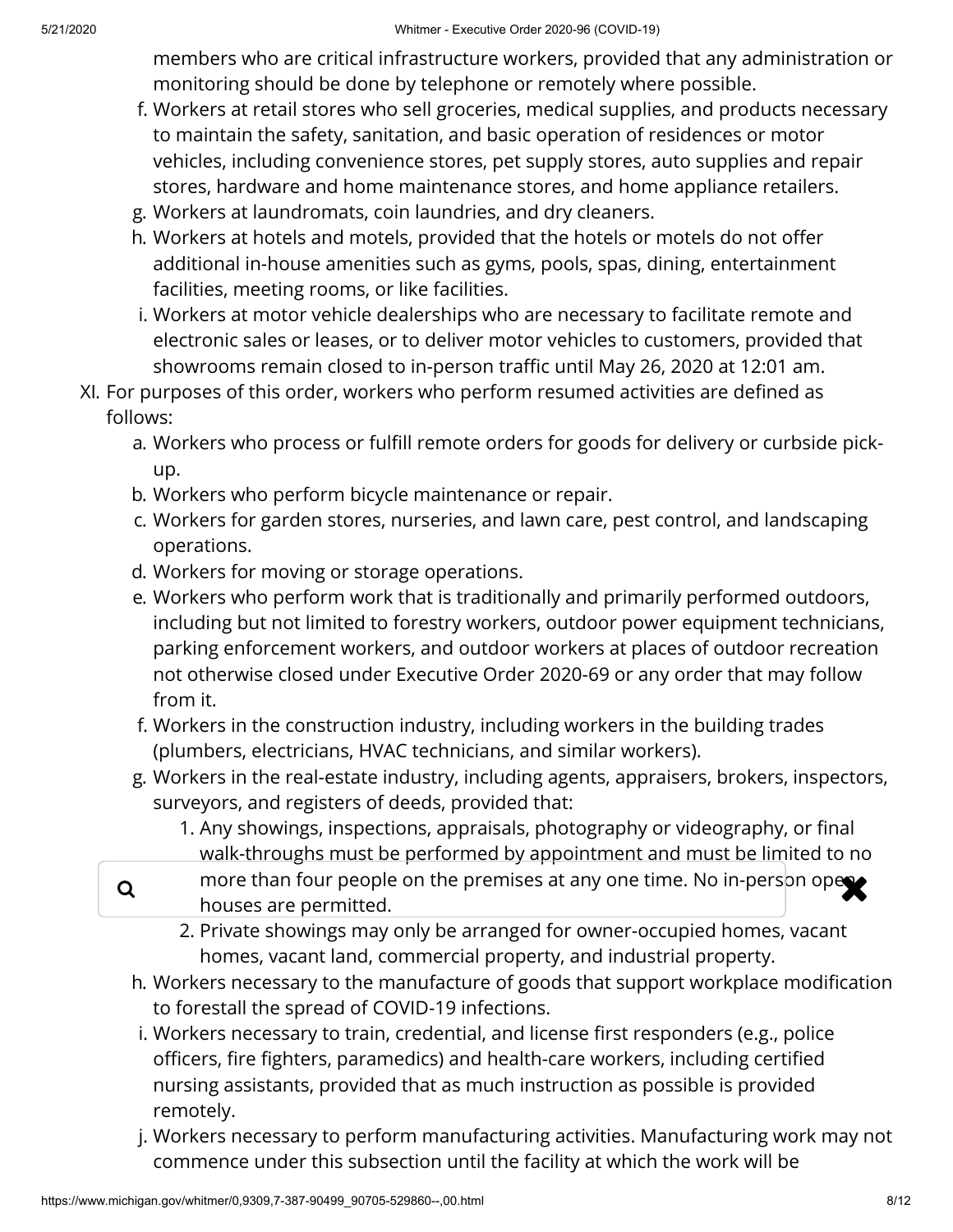members who are critical infrastructure workers, provided that any administration or monitoring should be done by telephone or remotely where possible.

f. Workers at retail stores who sell groceries, medical supplies, and products necessary to maintain the safety, sanitation, and basic operation of residences or motor vehicles, including convenience stores, pet supply stores, auto supplies and repair stores, hardware and home maintenance stores, and home appliance retailers.

g. Workers at laundromats, coin laundries, and dry cleaners.

h. Workers at hotels and motels, provided that the hotels or motels do not offer additional in-house amenities such as gyms, pools, spas, dining, entertainment facilities, meeting rooms, or like facilities.

i. Workers at motor vehicle dealerships who are necessary to facilitate remote and electronic sales or leases, or to deliver motor vehicles to customers, provided that showrooms remain closed to in-person traffic until May 26, 2020 at 12:01 am.

XI. For purposes of this order, workers who perform resumed activities are defined as follows:

   a. Workers who process or fulfill remote orders for goods for delivery or curbside pick-up.
   b. Workers who perform bicycle maintenance or repair.
   c. Workers for garden stores, nurseries, and lawn care, pest control, and landscaping operations.
   d. Workers for moving or storage operations.
   e. Workers who perform work that is traditionally and primarily performed outdoors, including but not limited to forestry workers, outdoor power equipment technicians, parking enforcement workers, and outdoor workers at places of outdoor recreation not otherwise closed under Executive Order 2020-69 or any order that may follow from it.
   f. Workers in the construction industry, including workers in the building trades (plumbers, electricians, HVAC technicians, and similar workers).
   g. Workers in the real-estate industry, including agents, appraisers, brokers, inspectors, surveyors, and registers of deeds, provided that:
      1. Any showings, inspections, appraisals, photography or videography, or final walk-throughs must be performed by appointment and must be limited to no more than four people on the premises at any one time. No in-person open houses are permitted.
      2. Private showings may only be arranged for owner-occupied homes, vacant homes, vacant land, commercial property, and industrial property.
   h. Workers necessary to the manufacture of goods that support workplace modification to forestall the spread of COVID-19 infections.
   i. Workers necessary to train, credential, and license first responders (e.g., police officers, fire fighters, paramedics) and health-care workers, including certified nursing assistants, provided that as much instruction as possible is provided remotely.
   j. Workers necessary to perform manufacturing activities. Manufacturing work may not commence under this subsection until the facility at which the work will be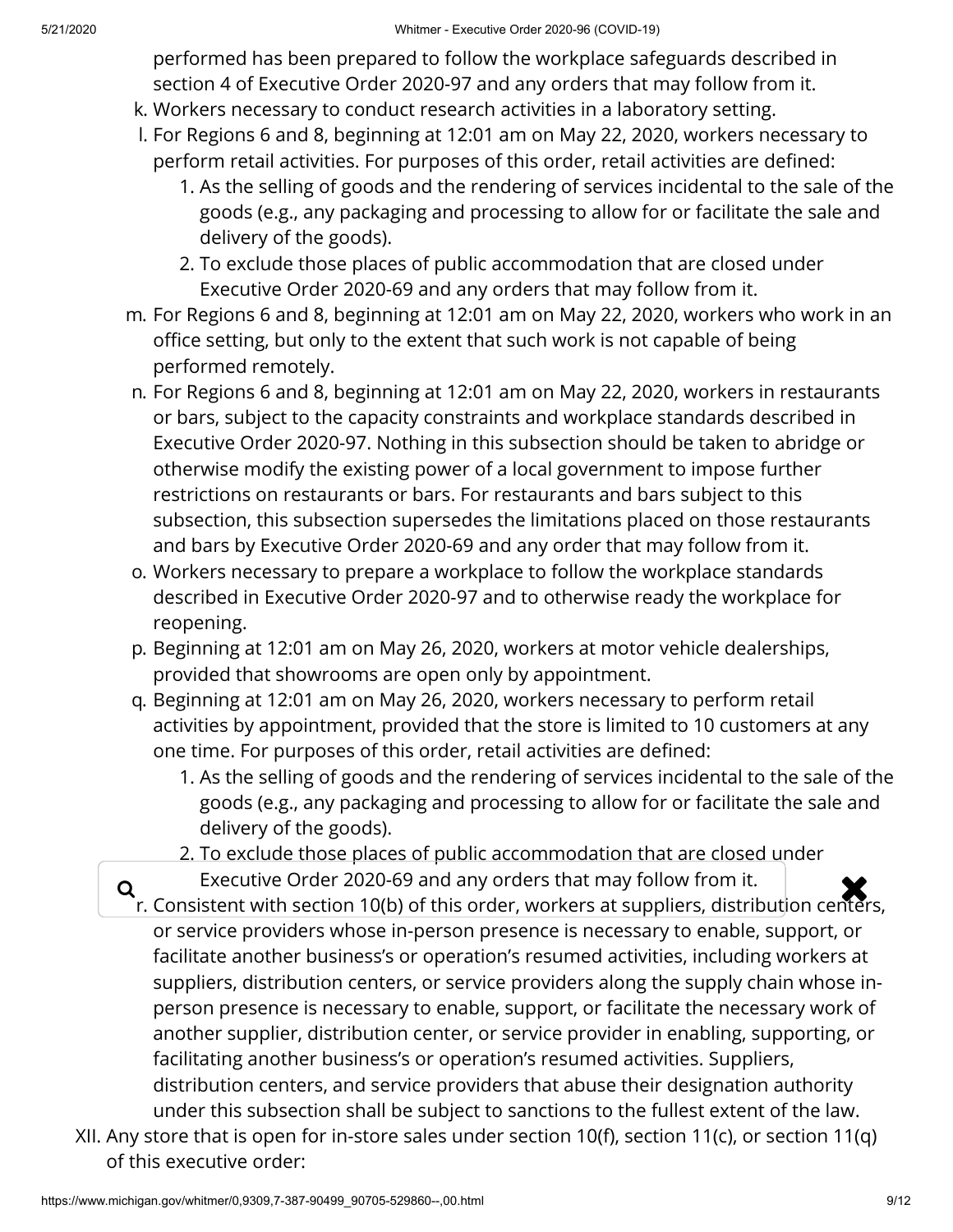performed has been prepared to follow the workplace safeguards described in section 4 of Executive Order 2020-97 and any orders that may follow from it.

k. Workers necessary to conduct research activities in a laboratory setting.
l. For Regions 6 and 8, beginning at 12:01 am on May 22, 2020, workers necessary to perform retail activities. For purposes of this order, retail activities are defined:
    1. As the selling of goods and the rendering of services incidental to the sale of the goods (e.g., any packaging and processing to allow for or facilitate the sale and delivery of the goods).
    2. To exclude those places of public accommodation that are closed under Executive Order 2020-69 and any orders that may follow from it.
m. For Regions 6 and 8, beginning at 12:01 am on May 22, 2020, workers who work in an office setting, but only to the extent that such work is not capable of being performed remotely.
n. For Regions 6 and 8, beginning at 12:01 am on May 22, 2020, workers in restaurants or bars, subject to the capacity constraints and workplace standards described in Executive Order 2020-97. Nothing in this subsection should be taken to abridge or otherwise modify the existing power of a local government to impose further restrictions on restaurants or bars. For restaurants and bars subject to this subsection, this subsection supersedes the limitations placed on those restaurants and bars by Executive Order 2020-69 and any order that may follow from it.
o. Workers necessary to prepare a workplace to follow the workplace standards described in Executive Order 2020-97 and to otherwise ready the workplace for reopening.
p. Beginning at 12:01 am on May 26, 2020, workers at motor vehicle dealerships, provided that showrooms are open only by appointment.
q. Beginning at 12:01 am on May 26, 2020, workers necessary to perform retail activities by appointment, provided that the store is limited to 10 customers at any one time. For purposes of this order, retail activities are defined:
    1. As the selling of goods and the rendering of services incidental to the sale of the goods (e.g., any packaging and processing to allow for or facilitate the sale and delivery of the goods).
    2. To exclude those places of public accommodation that are closed under Executive Order 2020-69 and any orders that may follow from it.
r. Consistent with section 10(b) of this order, workers at suppliers, distribution centers, or service providers whose in-person presence is necessary to enable, support, or facilitate another business's or operation's resumed activities, including workers at suppliers, distribution centers, or service providers along the supply chain whose in-person presence is necessary to enable, support, or facilitate the necessary work of another supplier, distribution center, or service provider in enabling, supporting, or facilitating another business's or operation's resumed activities. Suppliers, distribution centers, and service providers that abuse their designation authority under this subsection shall be subject to sanctions to the fullest extent of the law.

XII. Any store that is open for in-store sales under section 10(f), section 11(c), or section 11(q) of this executive order: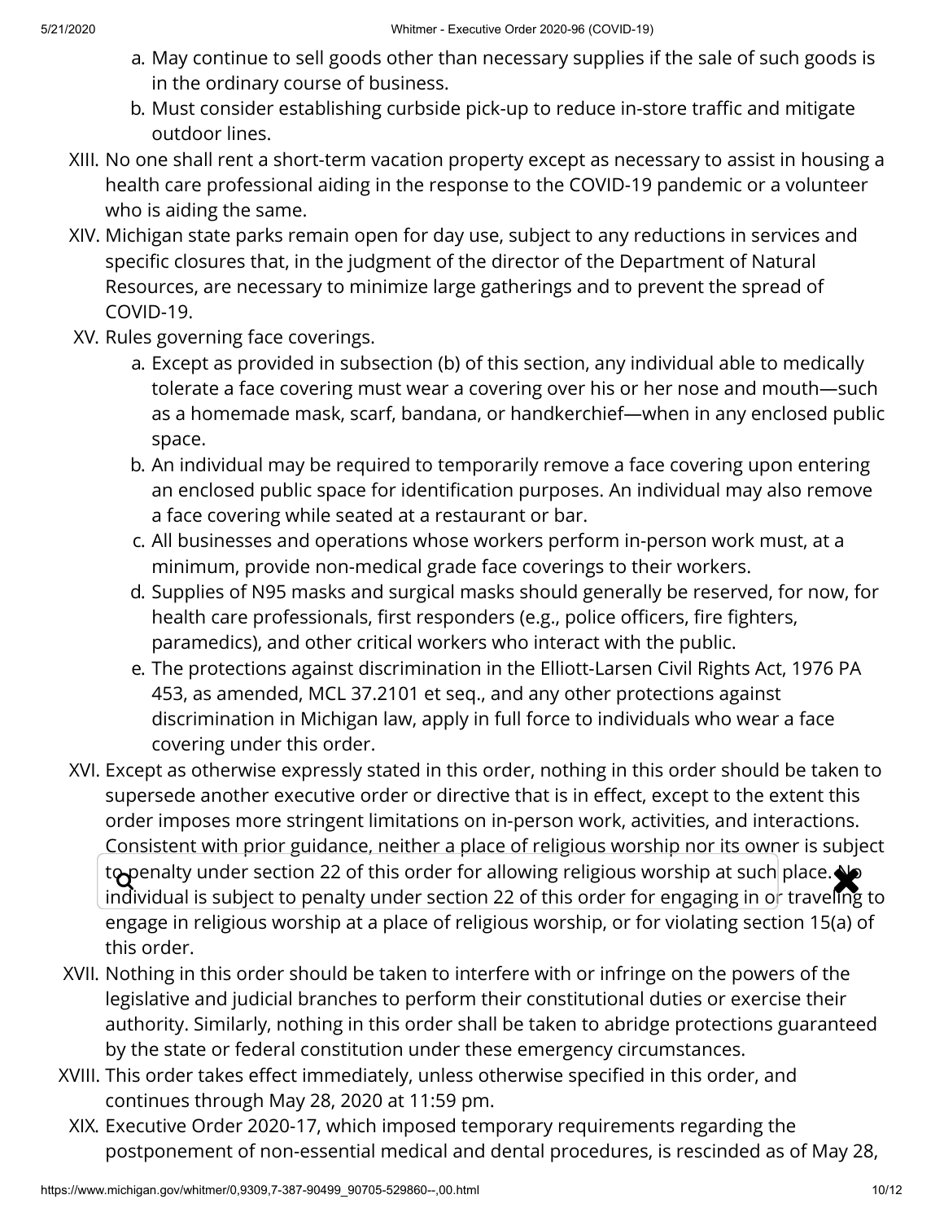a. May continue to sell goods other than necessary supplies if the sale of such goods is in the ordinary course of business.
b. Must consider establishing curbside pick-up to reduce in-store traffic and mitigate outdoor lines.

XIII. No one shall rent a short-term vacation property except as necessary to assist in housing a health care professional aiding in the response to the COVID-19 pandemic or a volunteer who is aiding the same.

XIV. Michigan state parks remain open for day use, subject to any reductions in services and specific closures that, in the judgment of the director of the Department of Natural Resources, are necessary to minimize large gatherings and to prevent the spread of COVID-19.

XV. Rules governing face coverings.
a. Except as provided in subsection (b) of this section, any individual able to medically tolerate a face covering must wear a covering over his or her nose and mouth—such as a homemade mask, scarf, bandana, or handkerchief—when in any enclosed public space.
b. An individual may be required to temporarily remove a face covering upon entering an enclosed public space for identification purposes. An individual may also remove a face covering while seated at a restaurant or bar.
c. All businesses and operations whose workers perform in-person work must, at a minimum, provide non-medical grade face coverings to their workers.
d. Supplies of N95 masks and surgical masks should generally be reserved, for now, for health care professionals, first responders (e.g., police officers, fire fighters, paramedics), and other critical workers who interact with the public.
e. The protections against discrimination in the Elliott-Larsen Civil Rights Act, 1976 PA 453, as amended, MCL 37.2101 et seq., and any other protections against discrimination in Michigan law, apply in full force to individuals who wear a face covering under this order.

XVI. Except as otherwise expressly stated in this order, nothing in this order should be taken to supersede another executive order or directive that is in effect, except to the extent this order imposes more stringent limitations on in-person work, activities, and interactions. Consistent with prior guidance, neither a place of religious worship nor its owner is subject to penalty under section 22 of this order for allowing religious worship at such place. No individual is subject to penalty under section 22 of this order for engaging in or traveling to engage in religious worship at a place of religious worship, or for violating section 15(a) of this order.

XVII. Nothing in this order should be taken to interfere with or infringe on the powers of the legislative and judicial branches to perform their constitutional duties or exercise their authority. Similarly, nothing in this order shall be taken to abridge protections guaranteed by the state or federal constitution under these emergency circumstances.

XVIII. This order takes effect immediately, unless otherwise specified in this order, and continues through May 28, 2020 at 11:59 pm.

XIX. Executive Order 2020-17, which imposed temporary requirements regarding the postponement of non-essential medical and dental procedures, is rescinded as of May 28,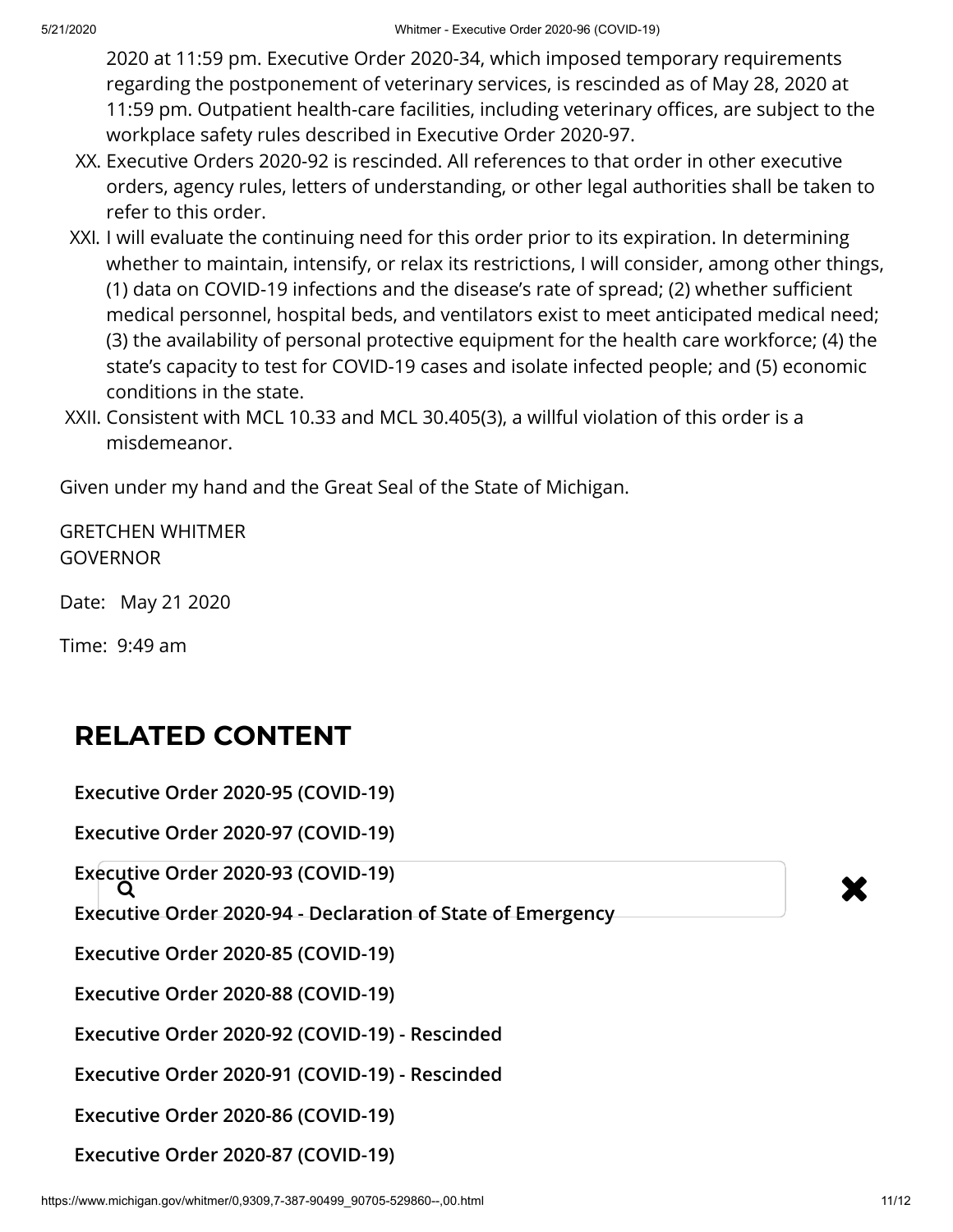2020 at 11:59 pm. Executive Order 2020-34, which imposed temporary requirements regarding the postponement of veterinary services, is rescinded as of May 28, 2020 at 11:59 pm. Outpatient health-care facilities, including veterinary offices, are subject to the workplace safety rules described in Executive Order 2020-97.

XX. Executive Orders 2020-92 is rescinded. All references to that order in other executive orders, agency rules, letters of understanding, or other legal authorities shall be taken to refer to this order.

XXI. I will evaluate the continuing need for this order prior to its expiration. In determining whether to maintain, intensify, or relax its restrictions, I will consider, among other things, (1) data on COVID-19 infections and the disease's rate of spread; (2) whether sufficient medical personnel, hospital beds, and ventilators exist to meet anticipated medical need; (3) the availability of personal protective equipment for the health care workforce; (4) the state's capacity to test for COVID-19 cases and isolate infected people; and (5) economic conditions in the state.

XXII. Consistent with MCL 10.33 and MCL 30.405(3), a willful violation of this order is a misdemeanor.

Given under my hand and the Great Seal of the State of Michigan.

GRETCHEN WHITMER
GOVERNOR

Date: May 21 2020

Time: 9:49 am

## RELATED CONTENT

**Executive Order 2020-95 (COVID-19)**

**Executive Order 2020-97 (COVID-19)**

**Executive Order 2020-93 (COVID-19)**

**Executive Order 2020-94 - Declaration of State of Emergency**

**Executive Order 2020-85 (COVID-19)**

**Executive Order 2020-88 (COVID-19)**

**Executive Order 2020-92 (COVID-19) - Rescinded**

**Executive Order 2020-91 (COVID-19) - Rescinded**

**Executive Order 2020-86 (COVID-19)**

**Executive Order 2020-87 (COVID-19)**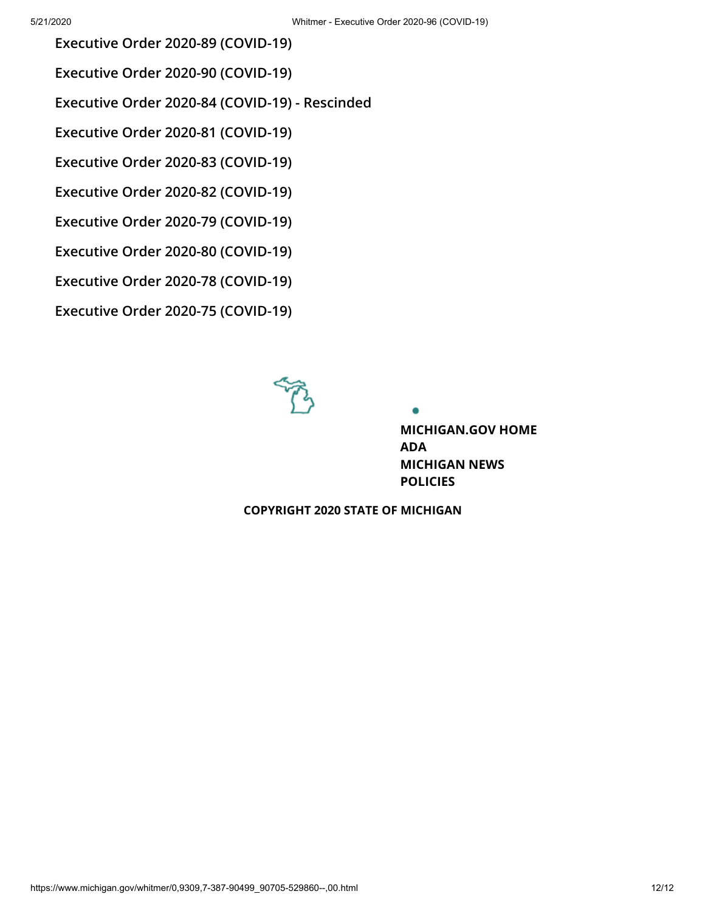Executive Order 2020-89 (COVID-19)

Executive Order 2020-90 (COVID-19)

Executive Order 2020-84 (COVID-19) - Rescinded

Executive Order 2020-81 (COVID-19)

Executive Order 2020-83 (COVID-19)

Executive Order 2020-82 (COVID-19)

Executive Order 2020-79 (COVID-19)

Executive Order 2020-80 (COVID-19)

Executive Order 2020-78 (COVID-19)

Executive Order 2020-75 (COVID-19)

**MICHIGAN.GOV HOME**
**ADA**
**MICHIGAN NEWS**
**POLICIES**

**COPYRIGHT 2020 STATE OF MICHIGAN**